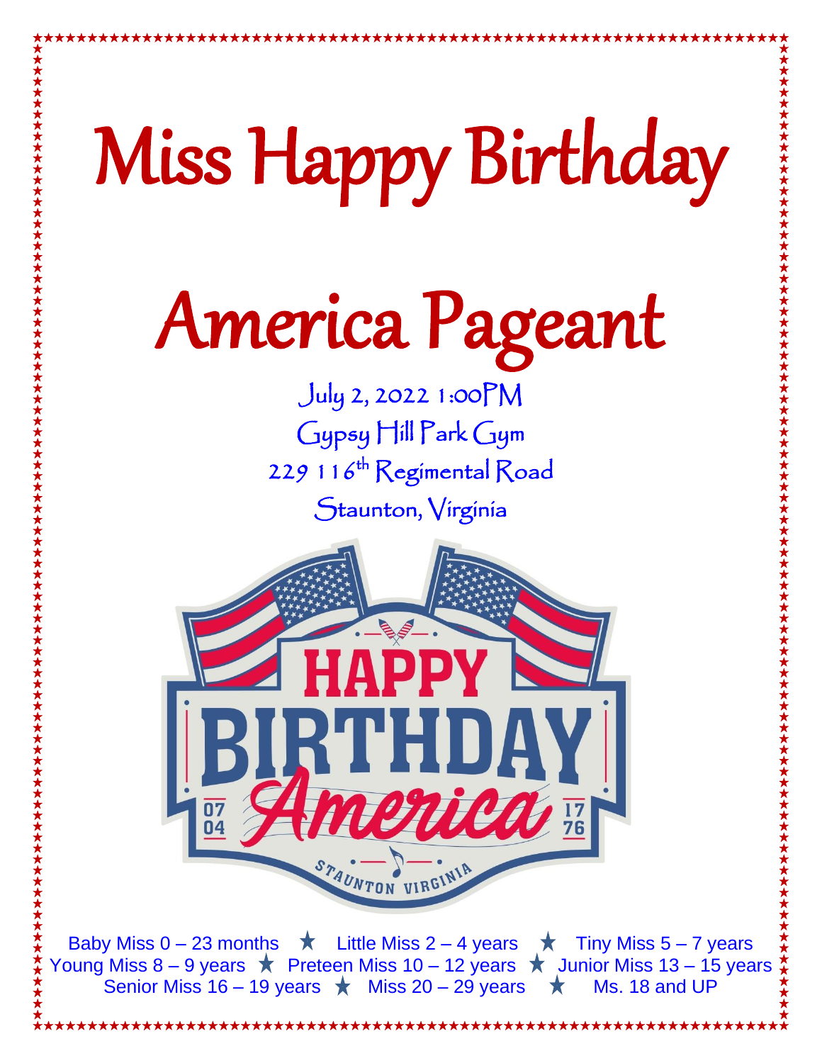# Miss Happy Birthday America Pageant

July 2, 2022 1:00PM

Gypsy Hill Park Gym

229 116th Regimental Road

Staunton, Virginia

HAPPY BIRTHDAY America

07 04 · 17 76

STAUNTON VIRGINIA

Baby Miss 0 – 23 months ★ Little Miss 2 – 4 years ★ Tiny Miss 5 – 7 years
Young Miss 8 – 9 years ★ Preteen Miss 10 – 12 years ★ Junior Miss 13 – 15 years
Senior Miss 16 – 19 years ★ Miss 20 – 29 years ★ Ms. 18 and UP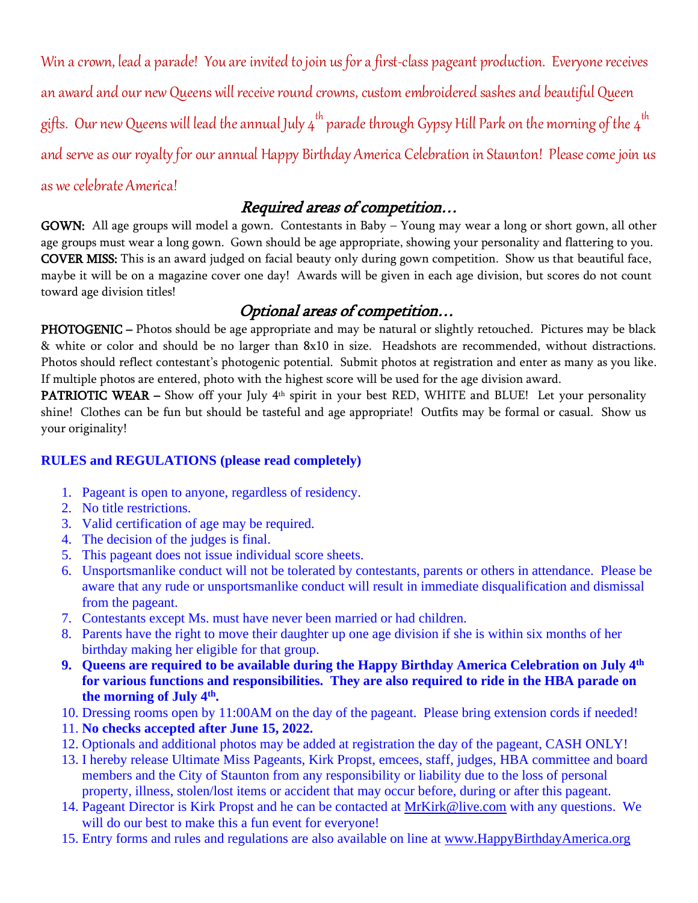*Win a crown, lead a parade! You are invited to join us for a first-class pageant production. Everyone receives an award and our new Queens will receive round crowns, custom embroidered sashes and beautiful Queen gifts. Our new Queens will lead the annual July 4th parade through Gypsy Hill Park on the morning of the 4th and serve as our royalty for our annual Happy Birthday America Celebration in Staunton! Please come join us as we celebrate America!*

## *Required areas of competition…*

**GOWN:** All age groups will model a gown. Contestants in Baby – Young may wear a long or short gown, all other age groups must wear a long gown. Gown should be age appropriate, showing your personality and flattering to you.

**COVER MISS:** This is an award judged on facial beauty only during gown competition. Show us that beautiful face, maybe it will be on a magazine cover one day! Awards will be given in each age division, but scores do not count toward age division titles!

## *Optional areas of competition…*

**PHOTOGENIC –** Photos should be age appropriate and may be natural or slightly retouched. Pictures may be black & white or color and should be no larger than 8x10 in size. Headshots are recommended, without distractions. Photos should reflect contestant's photogenic potential. Submit photos at registration and enter as many as you like. If multiple photos are entered, photo with the highest score will be used for the age division award.

**PATRIOTIC WEAR –** Show off your July 4th spirit in your best RED, WHITE and BLUE! Let your personality shine! Clothes can be fun but should be tasteful and age appropriate! Outfits may be formal or casual. Show us your originality!

**RULES and REGULATIONS (please read completely)**

1. Pageant is open to anyone, regardless of residency.
2. No title restrictions.
3. Valid certification of age may be required.
4. The decision of the judges is final.
5. This pageant does not issue individual score sheets.
6. Unsportsmanlike conduct will not be tolerated by contestants, parents or others in attendance. Please be aware that any rude or unsportsmanlike conduct will result in immediate disqualification and dismissal from the pageant.
7. Contestants except Ms. must have never been married or had children.
8. Parents have the right to move their daughter up one age division if she is within six months of her birthday making her eligible for that group.
9. **Queens are required to be available during the Happy Birthday America Celebration on July 4th for various functions and responsibilities. They are also required to ride in the HBA parade on the morning of July 4th.**
10. Dressing rooms open by 11:00AM on the day of the pageant. Please bring extension cords if needed!
11. **No checks accepted after June 15, 2022.**
12. Optionals and additional photos may be added at registration the day of the pageant, CASH ONLY!
13. I hereby release Ultimate Miss Pageants, Kirk Propst, emcees, staff, judges, HBA committee and board members and the City of Staunton from any responsibility or liability due to the loss of personal property, illness, stolen/lost items or accident that may occur before, during or after this pageant.
14. Pageant Director is Kirk Propst and he can be contacted at MrKirk@live.com with any questions. We will do our best to make this a fun event for everyone!
15. Entry forms and rules and regulations are also available on line at www.HappyBirthdayAmerica.org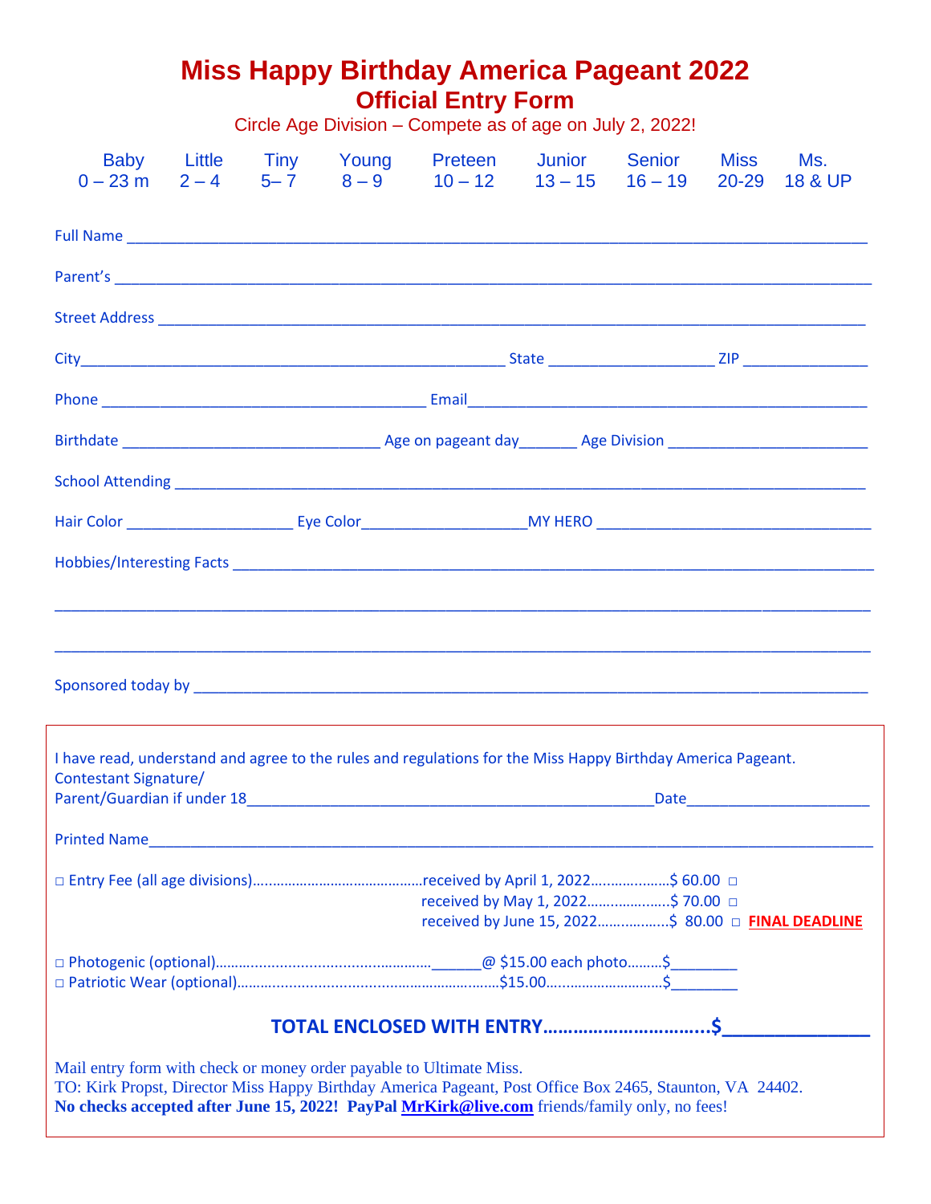# Miss Happy Birthday America Pageant 2022

## Official Entry Form

Circle Age Division – Compete as of age on July 2, 2022!

| Baby | Little | Tiny | Young | Preteen | Junior | Senior | Miss | Ms. |
|---|---|---|---|---|---|---|---|---|
| 0 – 23 m | 2 – 4 | 5– 7 | 8 – 9 | 10 – 12 | 13 – 15 | 16 – 19 | 20-29 | 18 & UP |

Full Name ____________________________________________________________________________________

Parent's ______________________________________________________________________________________

Street Address ________________________________________________________________________________

City_________________________________________________ State ___________________ ZIP ______________

Phone _____________________________________ Email_____________________________________________

Birthdate _____________________________ Age on pageant day_______ Age Division _______________________

School Attending _______________________________________________________________________________

Hair Color ___________________ Eye Color__________________MY HERO _______________________________

Hobbies/Interesting Facts ________________________________________________________________________

_____________________________________________________________________________________________

_____________________________________________________________________________________________

Sponsored today by _____________________________________________________________________________

---

I have read, understand and agree to the rules and regulations for the Miss Happy Birthday America Pageant.

Contestant Signature/
Parent/Guardian if under 18_______________________________________________Date_____________________

Printed Name_________________________________________________________________________________

□ Entry Fee (all age divisions)……………………………………received by April 1, 2022………………..$ 60.00 □
received by May 1, 2022…………………$ 70.00 □
received by June 15, 2022……………..$ 80.00 □ **FINAL DEADLINE**

□ Photogenic (optional)………………………………………………______@ $15.00 each photo………$________
□ Patriotic Wear (optional)………………………………………………………$15.00………………………..$________

**TOTAL ENCLOSED WITH ENTRY…………………………..$______________**

Mail entry form with check or money order payable to Ultimate Miss.
TO: Kirk Propst, Director Miss Happy Birthday America Pageant, Post Office Box 2465, Staunton, VA 24402.
**No checks accepted after June 15, 2022! PayPal MrKirk@live.com** friends/family only, no fees!